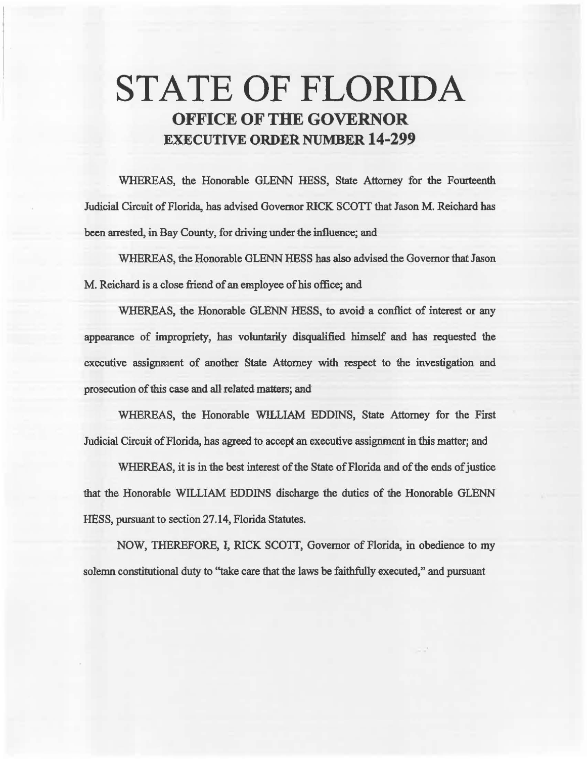# STATE OF FLORIDA

## OFFICE OF THE GOVERNOR

## EXECUTIVE ORDER NUMBER 14-299

WHEREAS, the Honorable GLENN HESS, State Attorney for the Fourteenth Judicial Circuit of Florida, has advised Governor RICK SCOTT that Jason M. Reichard has been arrested, in Bay County, for driving under the influence; and

WHEREAS, the Honorable GLENN HESS has also advised the Governor that Jason M. Reichard is a close friend of an employee of his office; and

WHEREAS, the Honorable GLENN HESS, to avoid a conflict of interest or any appearance of impropriety, has voluntarily disqualified himself and has requested the executive assignment of another State Attorney with respect to the investigation and prosecution of this case and all related matters; and

WHEREAS, the Honorable WILLIAM EDDINS, State Attorney for the First Judicial Circuit of Florida, has agreed to accept an executive assignment in this matter; and

WHEREAS, it is in the best interest of the State of Florida and of the ends of justice that the Honorable WILLIAM EDDINS discharge the duties of the Honorable GLENN HESS, pursuant to section 27.14, Florida Statutes.

NOW, THEREFORE, I, RICK SCOTT, Governor of Florida, in obedience to my solemn constitutional duty to "take care that the laws be faithfully executed," and pursuant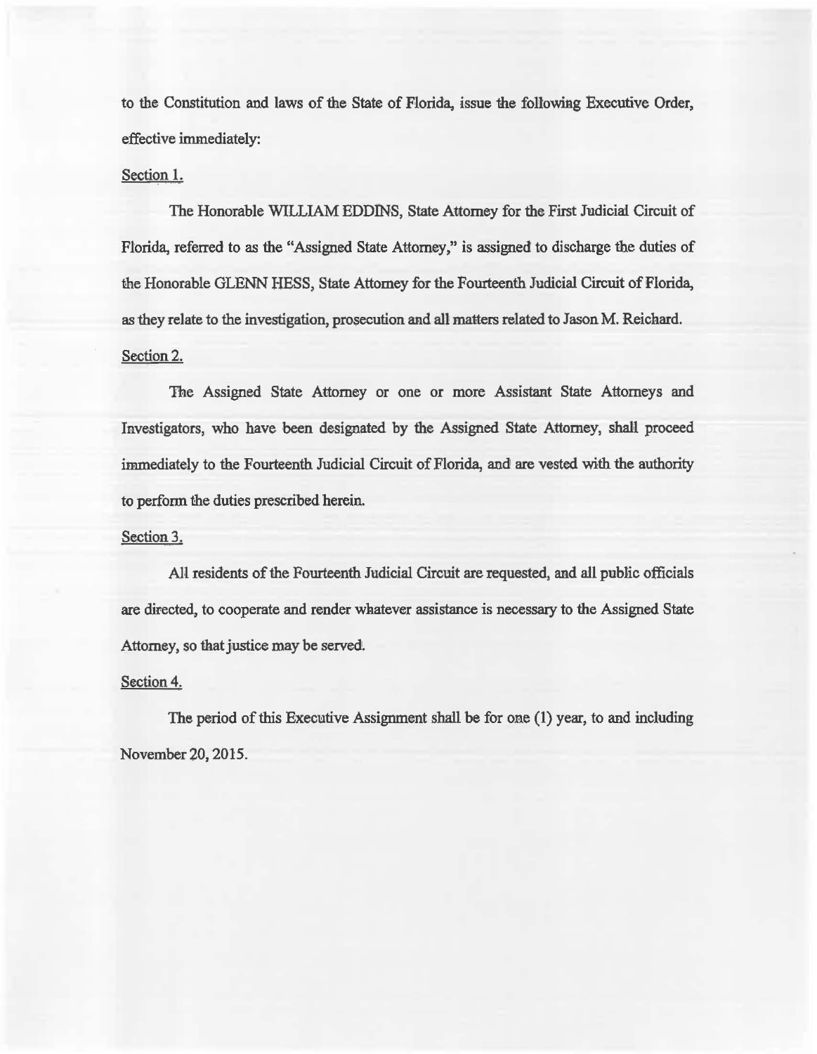to the Constitution and laws of the State of Florida, issue the following Executive Order, effective immediately:

Section 1.

The Honorable WILLIAM EDDINS, State Attorney for the First Judicial Circuit of Florida, referred to as the "Assigned State Attorney," is assigned to discharge the duties of the Honorable GLENN HESS, State Attorney for the Fourteenth Judicial Circuit of Florida, as they relate to the investigation, prosecution and all matters related to Jason M. Reichard.

Section 2.

The Assigned State Attorney or one or more Assistant State Attorneys and Investigators, who have been designated by the Assigned State Attorney, shall proceed immediately to the Fourteenth Judicial Circuit of Florida, and are vested with the authority to perform the duties prescribed herein.

Section 3.

All residents of the Fourteenth Judicial Circuit are requested, and all public officials are directed, to cooperate and render whatever assistance is necessary to the Assigned State Attorney, so that justice may be served.

Section 4.

The period of this Executive Assignment shall be for one (1) year, to and including November 20, 2015.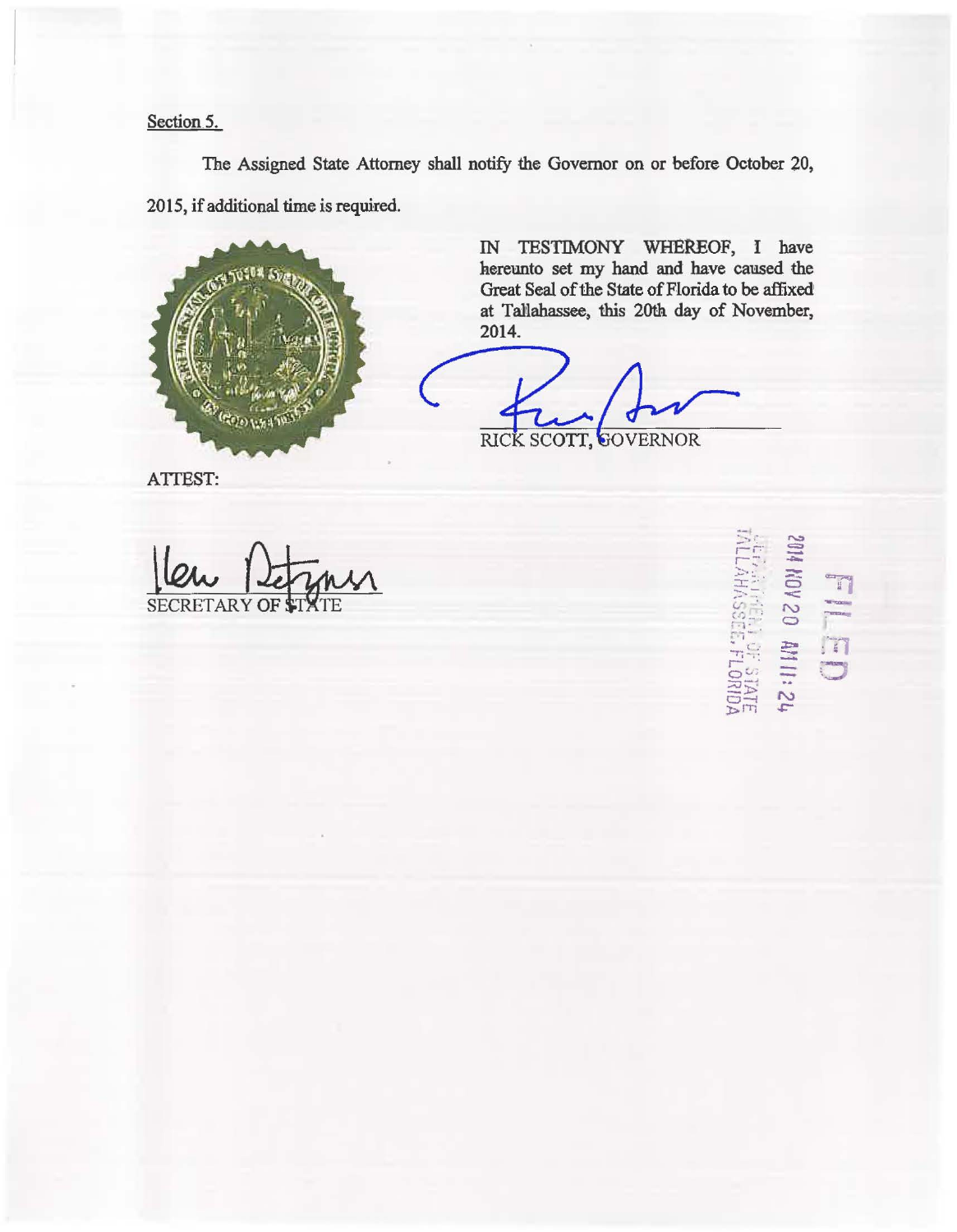Section 5.

The Assigned State Attorney shall notify the Governor on or before October 20, 2015, if additional time is required.

IN TESTIMONY WHEREOF, I have hereunto set my hand and have caused the Great Seal of the State of Florida to be affixed at Tallahassee, this 20th day of November, 2014.

RICK SCOTT, GOVERNOR

ATTEST:

SECRETARY OF STATE

FILED

2014 NOV 20 AM 11:24

DEPARTMENT OF STATE
TALLAHASSEE, FLORIDA